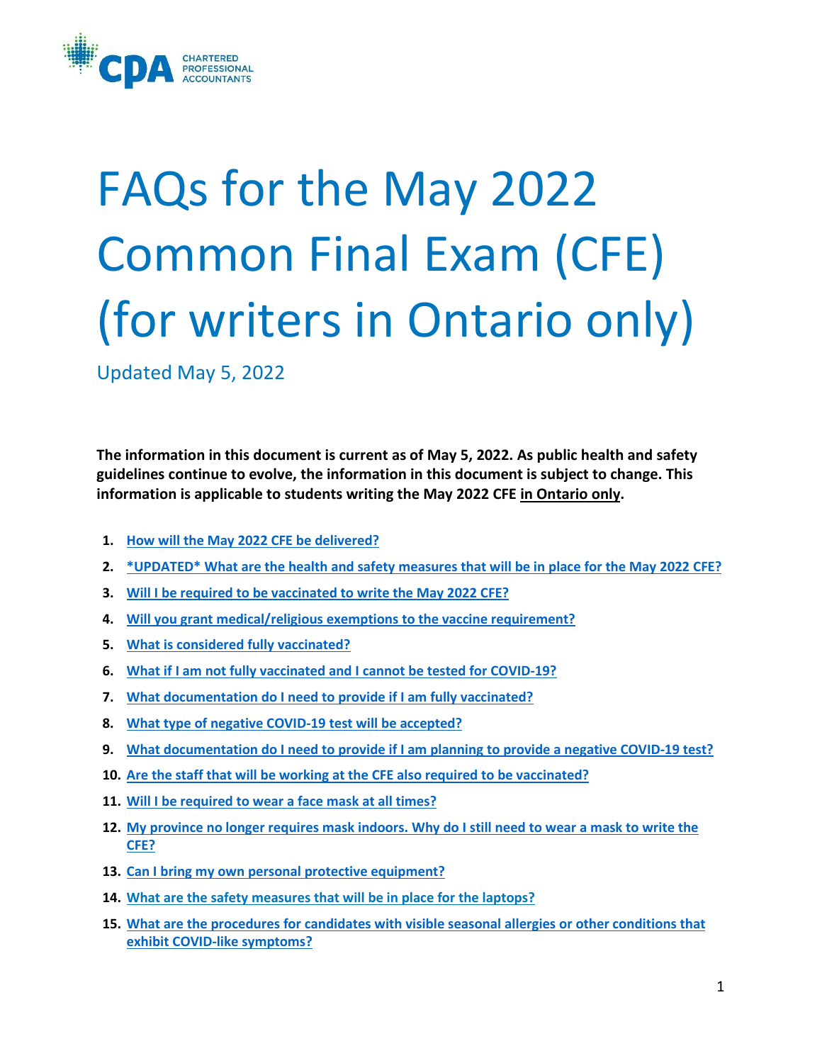CHARTERED PROFESSIONAL ACCOUNTANTS

# FAQs for the May 2022 Common Final Exam (CFE) (for writers in Ontario only)

Updated May 5, 2022

**The information in this document is current as of May 5, 2022. As public health and safety guidelines continue to evolve, the information in this document is subject to change. This information is applicable to students writing the May 2022 CFE in Ontario only.**

1. How will the May 2022 CFE be delivered?
2. *UPDATED* What are the health and safety measures that will be in place for the May 2022 CFE?
3. Will I be required to be vaccinated to write the May 2022 CFE?
4. Will you grant medical/religious exemptions to the vaccine requirement?
5. What is considered fully vaccinated?
6. What if I am not fully vaccinated and I cannot be tested for COVID-19?
7. What documentation do I need to provide if I am fully vaccinated?
8. What type of negative COVID-19 test will be accepted?
9. What documentation do I need to provide if I am planning to provide a negative COVID-19 test?
10. Are the staff that will be working at the CFE also required to be vaccinated?
11. Will I be required to wear a face mask at all times?
12. My province no longer requires mask indoors. Why do I still need to wear a mask to write the CFE?
13. Can I bring my own personal protective equipment?
14. What are the safety measures that will be in place for the laptops?
15. What are the procedures for candidates with visible seasonal allergies or other conditions that exhibit COVID-like symptoms?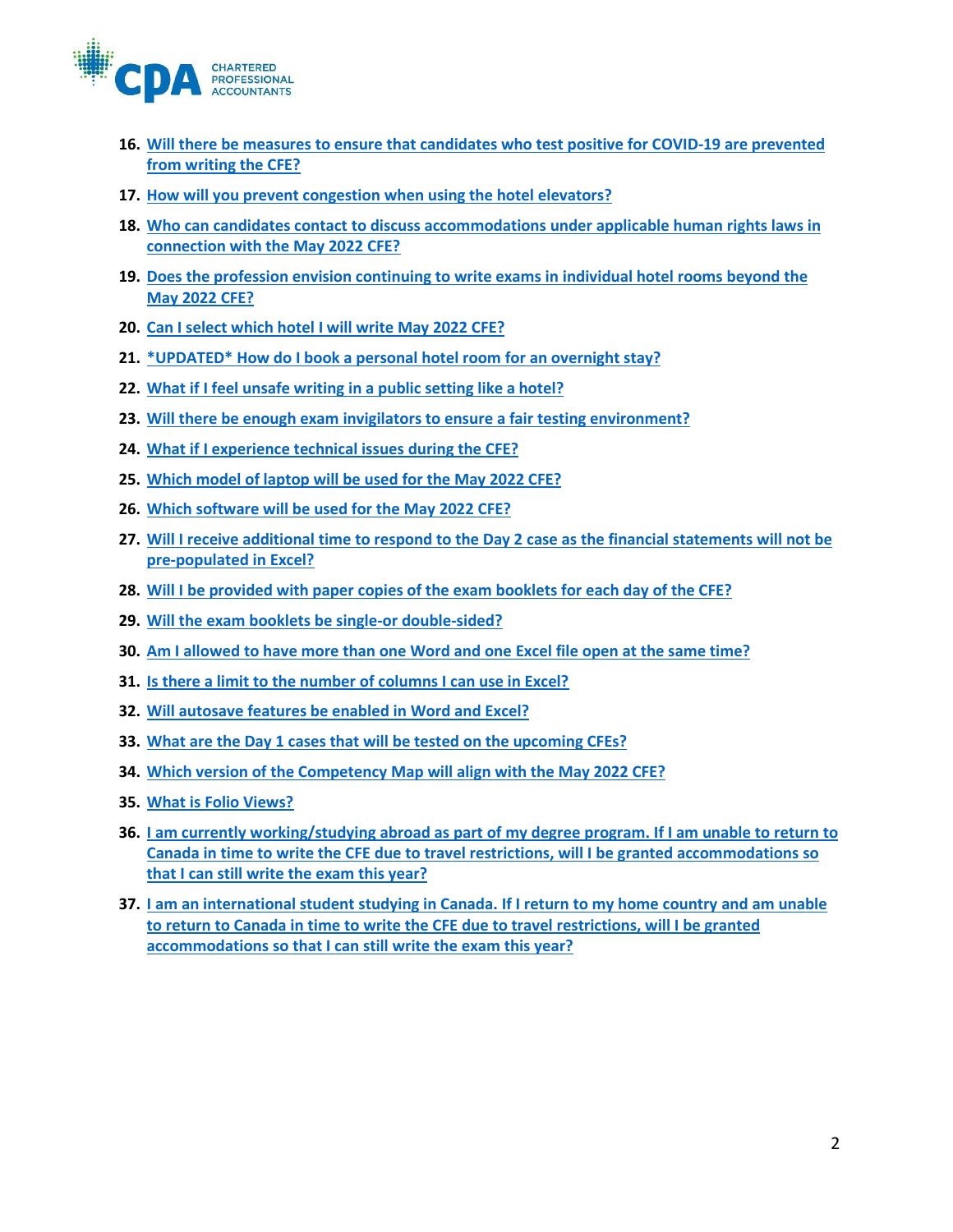16. Will there be measures to ensure that candidates who test positive for COVID-19 are prevented from writing the CFE?
17. How will you prevent congestion when using the hotel elevators?
18. Who can candidates contact to discuss accommodations under applicable human rights laws in connection with the May 2022 CFE?
19. Does the profession envision continuing to write exams in individual hotel rooms beyond the May 2022 CFE?
20. Can I select which hotel I will write May 2022 CFE?
21. *UPDATED* How do I book a personal hotel room for an overnight stay?
22. What if I feel unsafe writing in a public setting like a hotel?
23. Will there be enough exam invigilators to ensure a fair testing environment?
24. What if I experience technical issues during the CFE?
25. Which model of laptop will be used for the May 2022 CFE?
26. Which software will be used for the May 2022 CFE?
27. Will I receive additional time to respond to the Day 2 case as the financial statements will not be pre-populated in Excel?
28. Will I be provided with paper copies of the exam booklets for each day of the CFE?
29. Will the exam booklets be single-or double-sided?
30. Am I allowed to have more than one Word and one Excel file open at the same time?
31. Is there a limit to the number of columns I can use in Excel?
32. Will autosave features be enabled in Word and Excel?
33. What are the Day 1 cases that will be tested on the upcoming CFEs?
34. Which version of the Competency Map will align with the May 2022 CFE?
35. What is Folio Views?
36. I am currently working/studying abroad as part of my degree program. If I am unable to return to Canada in time to write the CFE due to travel restrictions, will I be granted accommodations so that I can still write the exam this year?
37. I am an international student studying in Canada. If I return to my home country and am unable to return to Canada in time to write the CFE due to travel restrictions, will I be granted accommodations so that I can still write the exam this year?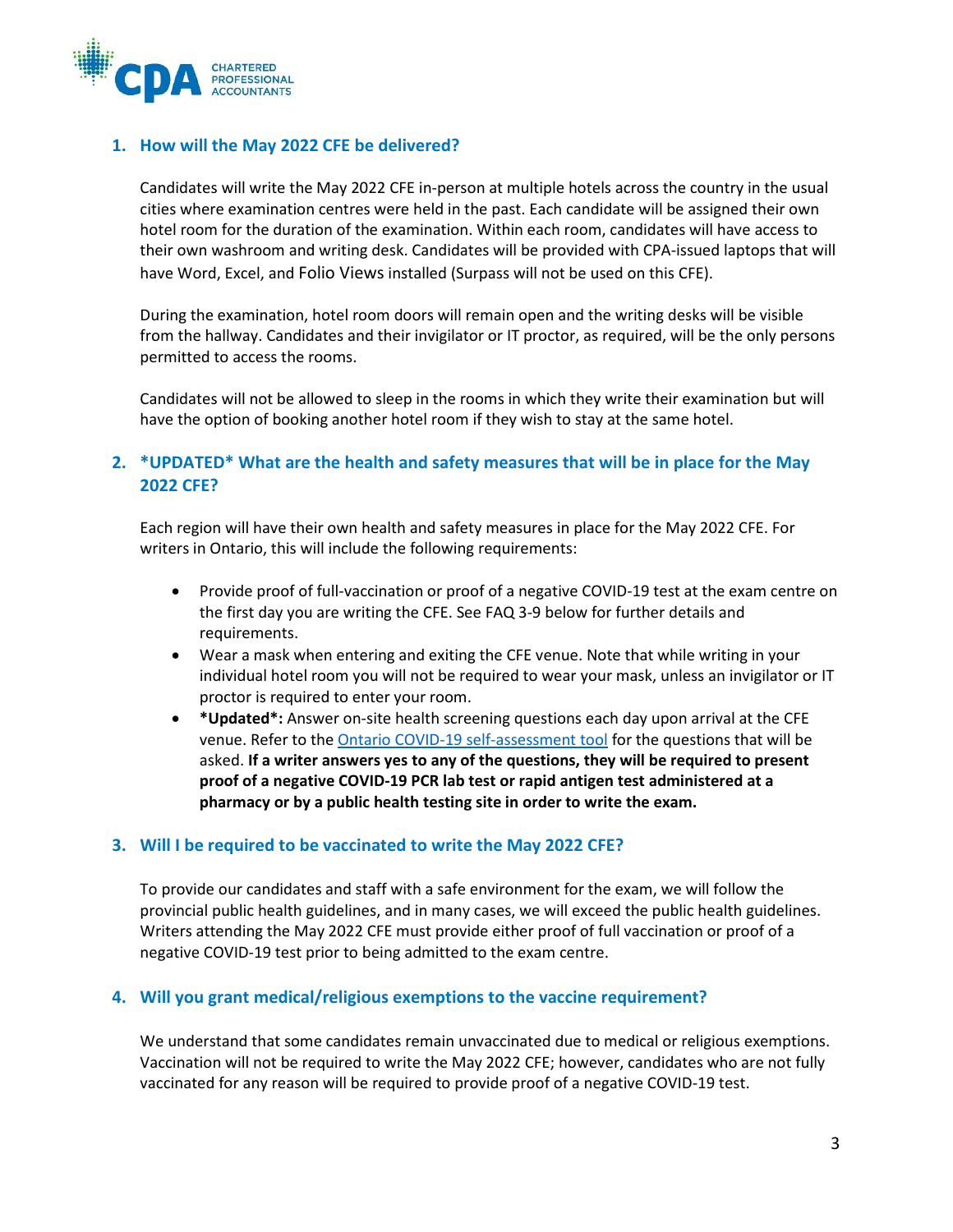## 1. How will the May 2022 CFE be delivered?

Candidates will write the May 2022 CFE in-person at multiple hotels across the country in the usual cities where examination centres were held in the past. Each candidate will be assigned their own hotel room for the duration of the examination. Within each room, candidates will have access to their own washroom and writing desk. Candidates will be provided with CPA-issued laptops that will have Word, Excel, and Folio Views installed (Surpass will not be used on this CFE).

During the examination, hotel room doors will remain open and the writing desks will be visible from the hallway. Candidates and their invigilator or IT proctor, as required, will be the only persons permitted to access the rooms.

Candidates will not be allowed to sleep in the rooms in which they write their examination but will have the option of booking another hotel room if they wish to stay at the same hotel.

## 2. *UPDATED* What are the health and safety measures that will be in place for the May 2022 CFE?

Each region will have their own health and safety measures in place for the May 2022 CFE. For writers in Ontario, this will include the following requirements:

- Provide proof of full-vaccination or proof of a negative COVID-19 test at the exam centre on the first day you are writing the CFE. See FAQ 3-9 below for further details and requirements.
- Wear a mask when entering and exiting the CFE venue. Note that while writing in your individual hotel room you will not be required to wear your mask, unless an invigilator or IT proctor is required to enter your room.
- **\*Updated\*:** Answer on-site health screening questions each day upon arrival at the CFE venue. Refer to the Ontario COVID-19 self-assessment tool for the questions that will be asked. **If a writer answers yes to any of the questions, they will be required to present proof of a negative COVID-19 PCR lab test or rapid antigen test administered at a pharmacy or by a public health testing site in order to write the exam.**

## 3. Will I be required to be vaccinated to write the May 2022 CFE?

To provide our candidates and staff with a safe environment for the exam, we will follow the provincial public health guidelines, and in many cases, we will exceed the public health guidelines. Writers attending the May 2022 CFE must provide either proof of full vaccination or proof of a negative COVID-19 test prior to being admitted to the exam centre.

## 4. Will you grant medical/religious exemptions to the vaccine requirement?

We understand that some candidates remain unvaccinated due to medical or religious exemptions. Vaccination will not be required to write the May 2022 CFE; however, candidates who are not fully vaccinated for any reason will be required to provide proof of a negative COVID-19 test.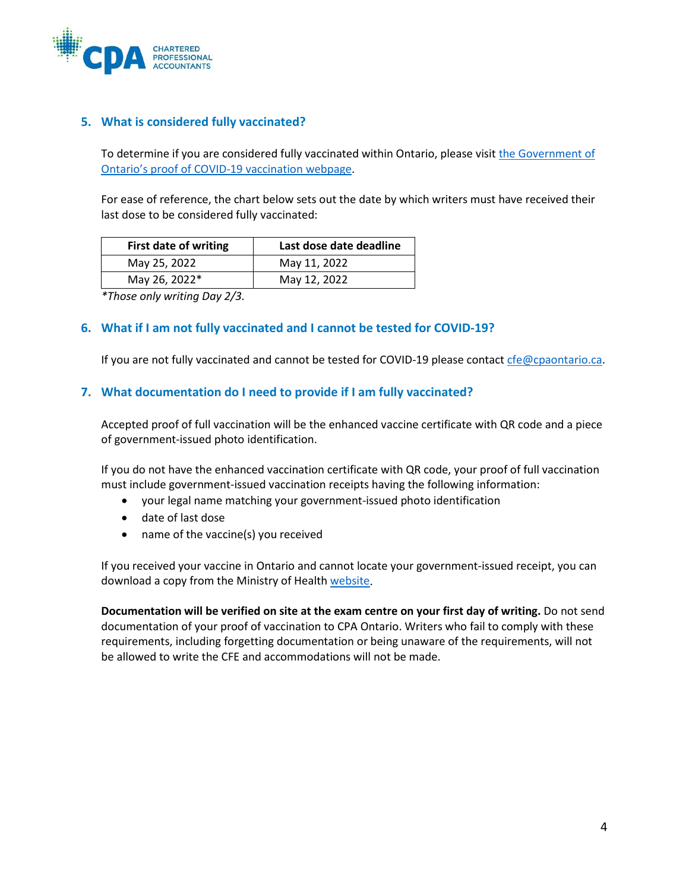## 5. What is considered fully vaccinated?

To determine if you are considered fully vaccinated within Ontario, please visit [the Government of Ontario's proof of COVID-19 vaccination webpage](#).

For ease of reference, the chart below sets out the date by which writers must have received their last dose to be considered fully vaccinated:

| First date of writing | Last dose date deadline |
|---|---|
| May 25, 2022 | May 11, 2022 |
| May 26, 2022* | May 12, 2022 |

**Those only writing Day 2/3.*

## 6. What if I am not fully vaccinated and I cannot be tested for COVID-19?

If you are not fully vaccinated and cannot be tested for COVID-19 please contact [cfe@cpaontario.ca](mailto:cfe@cpaontario.ca).

## 7. What documentation do I need to provide if I am fully vaccinated?

Accepted proof of full vaccination will be the enhanced vaccine certificate with QR code and a piece of government-issued photo identification.

If you do not have the enhanced vaccination certificate with QR code, your proof of full vaccination must include government-issued vaccination receipts having the following information:

- your legal name matching your government-issued photo identification
- date of last dose
- name of the vaccine(s) you received

If you received your vaccine in Ontario and cannot locate your government-issued receipt, you can download a copy from the Ministry of Health [website](#).

**Documentation will be verified on site at the exam centre on your first day of writing.** Do not send documentation of your proof of vaccination to CPA Ontario. Writers who fail to comply with these requirements, including forgetting documentation or being unaware of the requirements, will not be allowed to write the CFE and accommodations will not be made.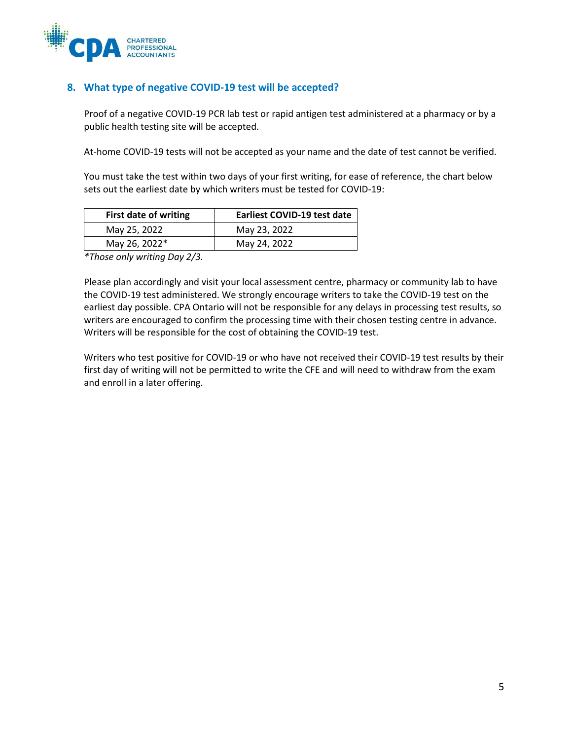## 8. What type of negative COVID-19 test will be accepted?

Proof of a negative COVID-19 PCR lab test or rapid antigen test administered at a pharmacy or by a public health testing site will be accepted.

At-home COVID-19 tests will not be accepted as your name and the date of test cannot be verified.

You must take the test within two days of your first writing, for ease of reference, the chart below sets out the earliest date by which writers must be tested for COVID-19:

| First date of writing | Earliest COVID-19 test date |
|---|---|
| May 25, 2022 | May 23, 2022 |
| May 26, 2022* | May 24, 2022 |

*\*Those only writing Day 2/3.*

Please plan accordingly and visit your local assessment centre, pharmacy or community lab to have the COVID-19 test administered. We strongly encourage writers to take the COVID-19 test on the earliest day possible. CPA Ontario will not be responsible for any delays in processing test results, so writers are encouraged to confirm the processing time with their chosen testing centre in advance. Writers will be responsible for the cost of obtaining the COVID-19 test.

Writers who test positive for COVID-19 or who have not received their COVID-19 test results by their first day of writing will not be permitted to write the CFE and will need to withdraw from the exam and enroll in a later offering.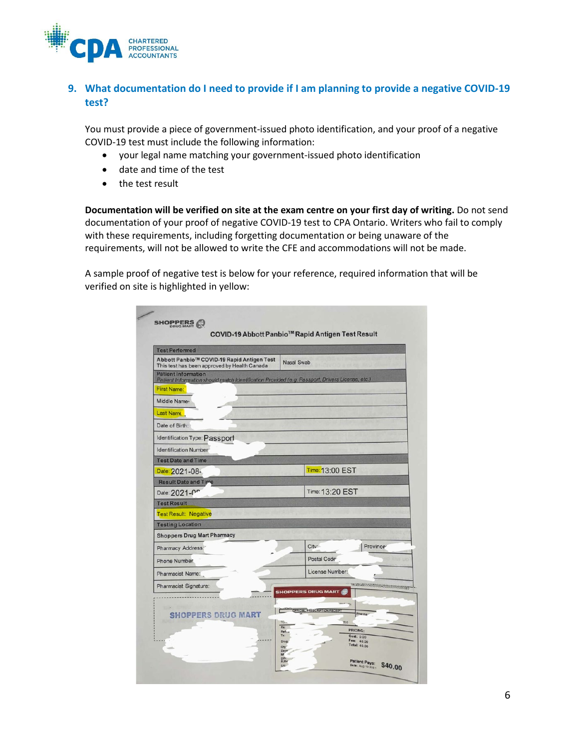## 9. What documentation do I need to provide if I am planning to provide a negative COVID-19 test?

You must provide a piece of government-issued photo identification, and your proof of a negative COVID-19 test must include the following information:

- your legal name matching your government-issued photo identification
- date and time of the test
- the test result

**Documentation will be verified on site at the exam centre on your first day of writing.** Do not send documentation of your proof of negative COVID-19 test to CPA Ontario. Writers who fail to comply with these requirements, including forgetting documentation or being unaware of the requirements, will not be allowed to write the CFE and accommodations will not be made.

A sample proof of negative test is below for your reference, required information that will be verified on site is highlighted in yellow:

SHOPPERS DRUG MART

COVID-19 Abbott Panbio™ Rapid Antigen Test Result

| | |
|---|---|
| **Test Performed** | |
| Abbott Panbio™ COVID-19 Rapid Antigen Test<br>This test has been approved by Health Canada | Nasal Swab |
| **Patient Information**<br>*Patient Information should match Identification Provided (e.g. Passport, Drivers License, etc.)* | |
| First Name: | |
| Middle Name: | |
| Last Name: | |
| Date of Birth: | |
| Identification Type: Passport | |
| Identification Number: | |
| **Test Date and Time** | |
| Date: 2021-08- | Time: 13:00 EST |
| **Result Date and Time** | |
| Date: 2021-0 | Time: 13:20 EST |
| **Test Result** | |
| Test Result: Negative | |
| **Testing Location** | |
| Shoppers Drug Mart Pharmacy | |
| Pharmacy Address: | City: / Province: |
| Phone Number: | Postal Code: |
| Pharmacist Name: | License Number: |
| Pharmacist Signature: | |

SHOPPERS DRUG MART

SHOPPERS DRUG MART

OFFICIAL PRESCRIPTION RECEIPT

PRICING:
Cost: 0.00
Fee: 40.00
Total: 40.00

Patient Pays: $40.00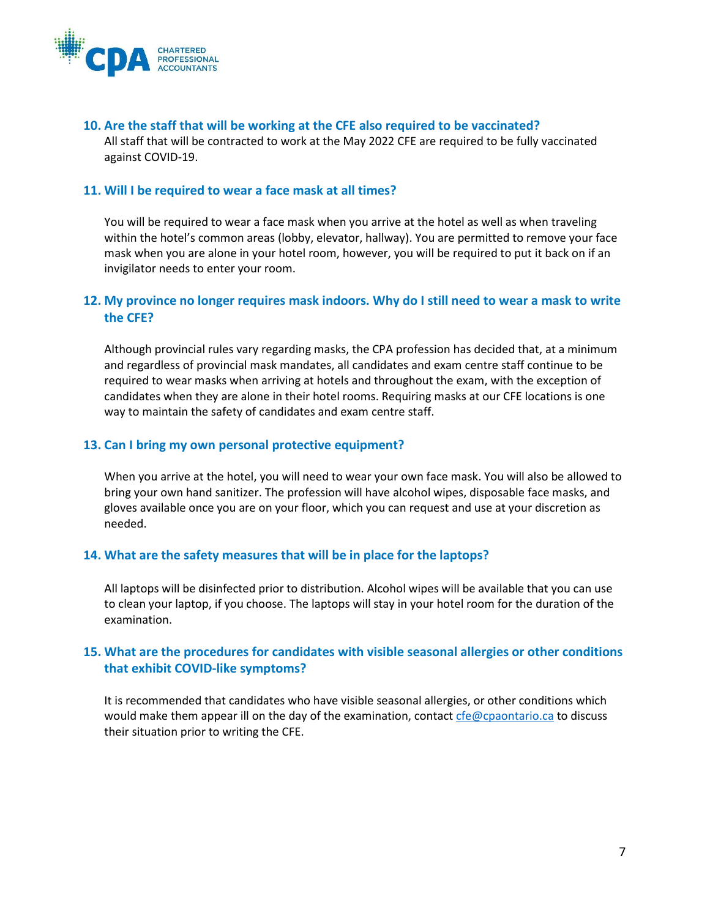### 10. Are the staff that will be working at the CFE also required to be vaccinated?

All staff that will be contracted to work at the May 2022 CFE are required to be fully vaccinated against COVID-19.

### 11. Will I be required to wear a face mask at all times?

You will be required to wear a face mask when you arrive at the hotel as well as when traveling within the hotel's common areas (lobby, elevator, hallway). You are permitted to remove your face mask when you are alone in your hotel room, however, you will be required to put it back on if an invigilator needs to enter your room.

### 12. My province no longer requires mask indoors. Why do I still need to wear a mask to write the CFE?

Although provincial rules vary regarding masks, the CPA profession has decided that, at a minimum and regardless of provincial mask mandates, all candidates and exam centre staff continue to be required to wear masks when arriving at hotels and throughout the exam, with the exception of candidates when they are alone in their hotel rooms. Requiring masks at our CFE locations is one way to maintain the safety of candidates and exam centre staff.

### 13. Can I bring my own personal protective equipment?

When you arrive at the hotel, you will need to wear your own face mask. You will also be allowed to bring your own hand sanitizer. The profession will have alcohol wipes, disposable face masks, and gloves available once you are on your floor, which you can request and use at your discretion as needed.

### 14. What are the safety measures that will be in place for the laptops?

All laptops will be disinfected prior to distribution. Alcohol wipes will be available that you can use to clean your laptop, if you choose. The laptops will stay in your hotel room for the duration of the examination.

### 15. What are the procedures for candidates with visible seasonal allergies or other conditions that exhibit COVID-like symptoms?

It is recommended that candidates who have visible seasonal allergies, or other conditions which would make them appear ill on the day of the examination, contact cfe@cpaontario.ca to discuss their situation prior to writing the CFE.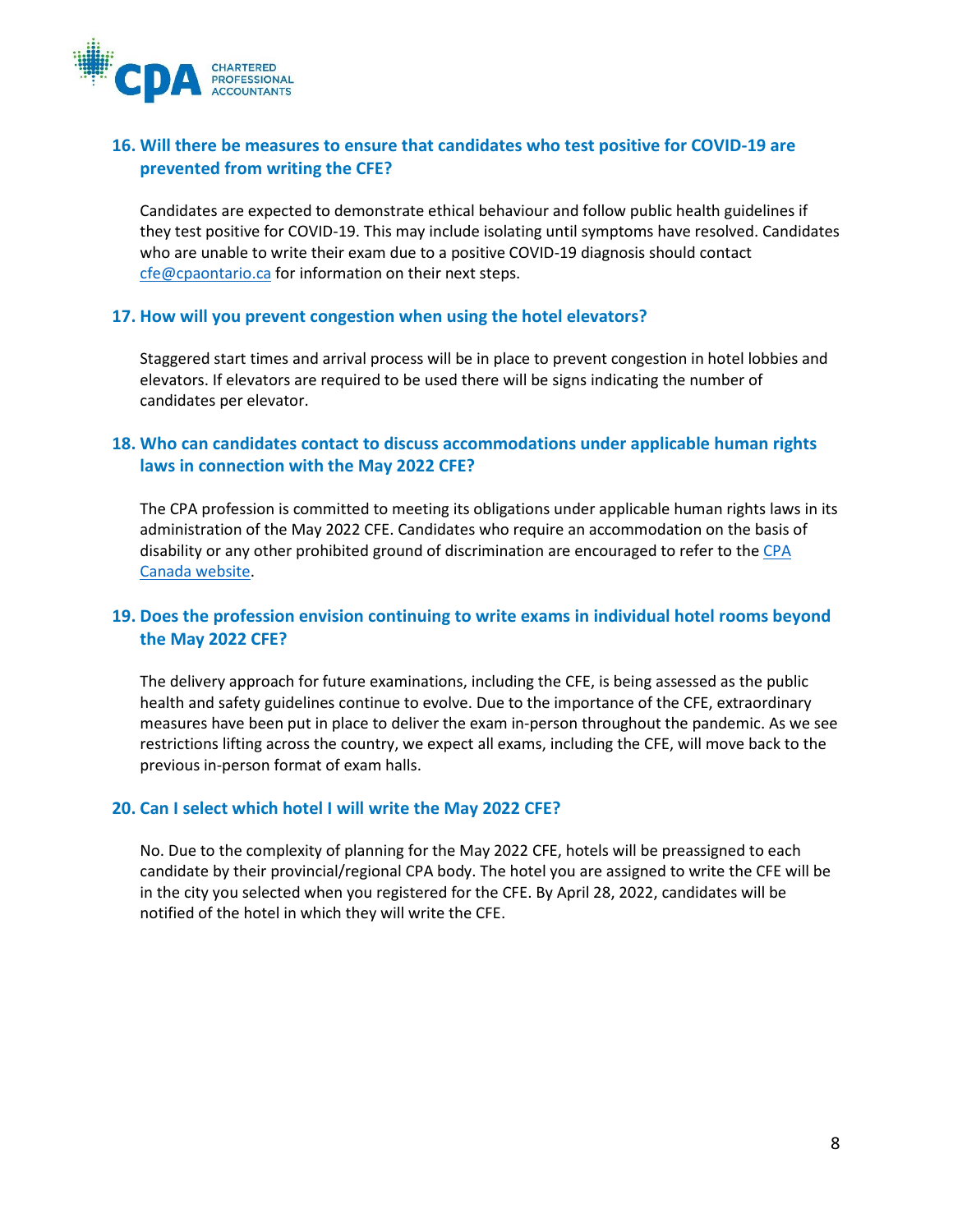### 16. Will there be measures to ensure that candidates who test positive for COVID-19 are prevented from writing the CFE?

Candidates are expected to demonstrate ethical behaviour and follow public health guidelines if they test positive for COVID-19. This may include isolating until symptoms have resolved. Candidates who are unable to write their exam due to a positive COVID-19 diagnosis should contact cfe@cpaontario.ca for information on their next steps.

### 17. How will you prevent congestion when using the hotel elevators?

Staggered start times and arrival process will be in place to prevent congestion in hotel lobbies and elevators. If elevators are required to be used there will be signs indicating the number of candidates per elevator.

### 18. Who can candidates contact to discuss accommodations under applicable human rights laws in connection with the May 2022 CFE?

The CPA profession is committed to meeting its obligations under applicable human rights laws in its administration of the May 2022 CFE. Candidates who require an accommodation on the basis of disability or any other prohibited ground of discrimination are encouraged to refer to the CPA Canada website.

### 19. Does the profession envision continuing to write exams in individual hotel rooms beyond the May 2022 CFE?

The delivery approach for future examinations, including the CFE, is being assessed as the public health and safety guidelines continue to evolve. Due to the importance of the CFE, extraordinary measures have been put in place to deliver the exam in-person throughout the pandemic. As we see restrictions lifting across the country, we expect all exams, including the CFE, will move back to the previous in-person format of exam halls.

### 20. Can I select which hotel I will write the May 2022 CFE?

No. Due to the complexity of planning for the May 2022 CFE, hotels will be preassigned to each candidate by their provincial/regional CPA body. The hotel you are assigned to write the CFE will be in the city you selected when you registered for the CFE. By April 28, 2022, candidates will be notified of the hotel in which they will write the CFE.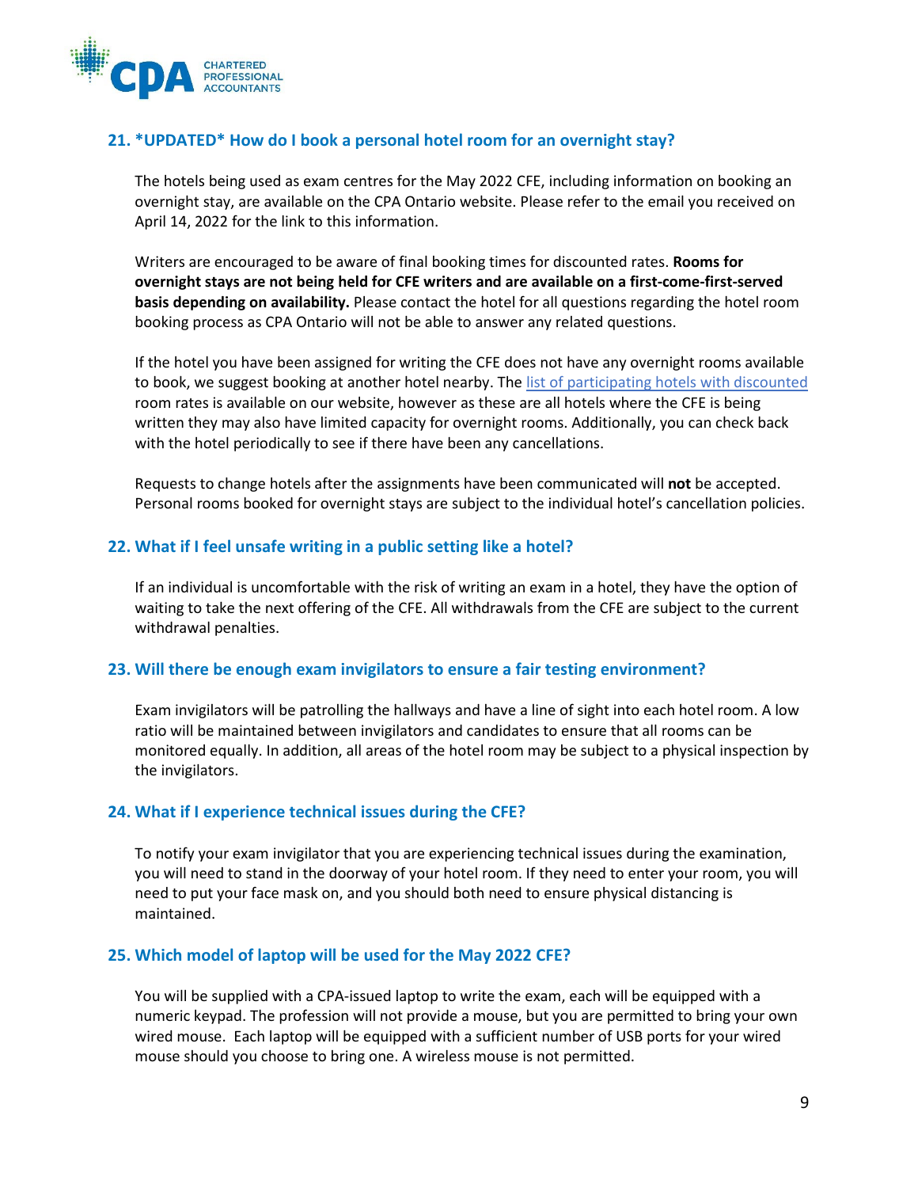### 21. *UPDATED* How do I book a personal hotel room for an overnight stay?

The hotels being used as exam centres for the May 2022 CFE, including information on booking an overnight stay, are available on the CPA Ontario website. Please refer to the email you received on April 14, 2022 for the link to this information.

Writers are encouraged to be aware of final booking times for discounted rates. **Rooms for overnight stays are not being held for CFE writers and are available on a first-come-first-served basis depending on availability.** Please contact the hotel for all questions regarding the hotel room booking process as CPA Ontario will not be able to answer any related questions.

If the hotel you have been assigned for writing the CFE does not have any overnight rooms available to book, we suggest booking at another hotel nearby. The list of participating hotels with discounted room rates is available on our website, however as these are all hotels where the CFE is being written they may also have limited capacity for overnight rooms. Additionally, you can check back with the hotel periodically to see if there have been any cancellations.

Requests to change hotels after the assignments have been communicated will **not** be accepted. Personal rooms booked for overnight stays are subject to the individual hotel's cancellation policies.

### 22. What if I feel unsafe writing in a public setting like a hotel?

If an individual is uncomfortable with the risk of writing an exam in a hotel, they have the option of waiting to take the next offering of the CFE. All withdrawals from the CFE are subject to the current withdrawal penalties.

### 23. Will there be enough exam invigilators to ensure a fair testing environment?

Exam invigilators will be patrolling the hallways and have a line of sight into each hotel room. A low ratio will be maintained between invigilators and candidates to ensure that all rooms can be monitored equally. In addition, all areas of the hotel room may be subject to a physical inspection by the invigilators.

### 24. What if I experience technical issues during the CFE?

To notify your exam invigilator that you are experiencing technical issues during the examination, you will need to stand in the doorway of your hotel room. If they need to enter your room, you will need to put your face mask on, and you should both need to ensure physical distancing is maintained.

### 25. Which model of laptop will be used for the May 2022 CFE?

You will be supplied with a CPA-issued laptop to write the exam, each will be equipped with a numeric keypad. The profession will not provide a mouse, but you are permitted to bring your own wired mouse. Each laptop will be equipped with a sufficient number of USB ports for your wired mouse should you choose to bring one. A wireless mouse is not permitted.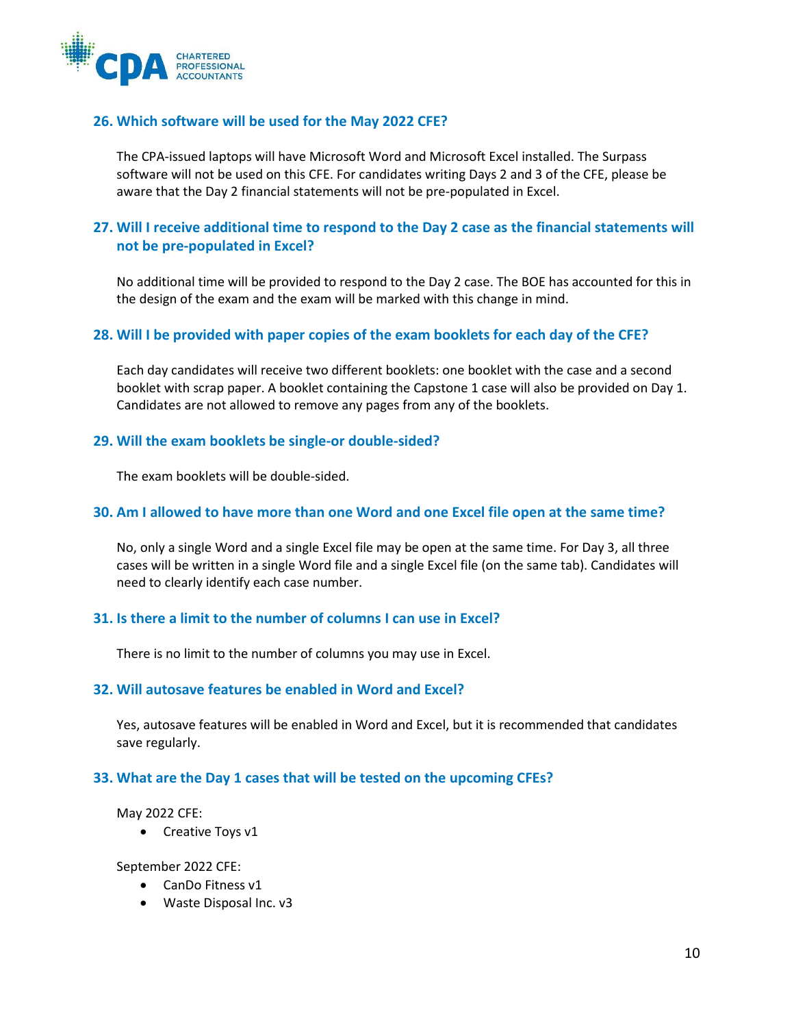### 26. Which software will be used for the May 2022 CFE?

The CPA-issued laptops will have Microsoft Word and Microsoft Excel installed. The Surpass software will not be used on this CFE. For candidates writing Days 2 and 3 of the CFE, please be aware that the Day 2 financial statements will not be pre-populated in Excel.

### 27. Will I receive additional time to respond to the Day 2 case as the financial statements will not be pre-populated in Excel?

No additional time will be provided to respond to the Day 2 case. The BOE has accounted for this in the design of the exam and the exam will be marked with this change in mind.

### 28. Will I be provided with paper copies of the exam booklets for each day of the CFE?

Each day candidates will receive two different booklets: one booklet with the case and a second booklet with scrap paper. A booklet containing the Capstone 1 case will also be provided on Day 1. Candidates are not allowed to remove any pages from any of the booklets.

### 29. Will the exam booklets be single-or double-sided?

The exam booklets will be double-sided.

### 30. Am I allowed to have more than one Word and one Excel file open at the same time?

No, only a single Word and a single Excel file may be open at the same time. For Day 3, all three cases will be written in a single Word file and a single Excel file (on the same tab). Candidates will need to clearly identify each case number.

### 31. Is there a limit to the number of columns I can use in Excel?

There is no limit to the number of columns you may use in Excel.

### 32. Will autosave features be enabled in Word and Excel?

Yes, autosave features will be enabled in Word and Excel, but it is recommended that candidates save regularly.

### 33. What are the Day 1 cases that will be tested on the upcoming CFEs?

May 2022 CFE:

- Creative Toys v1

September 2022 CFE:

- CanDo Fitness v1
- Waste Disposal Inc. v3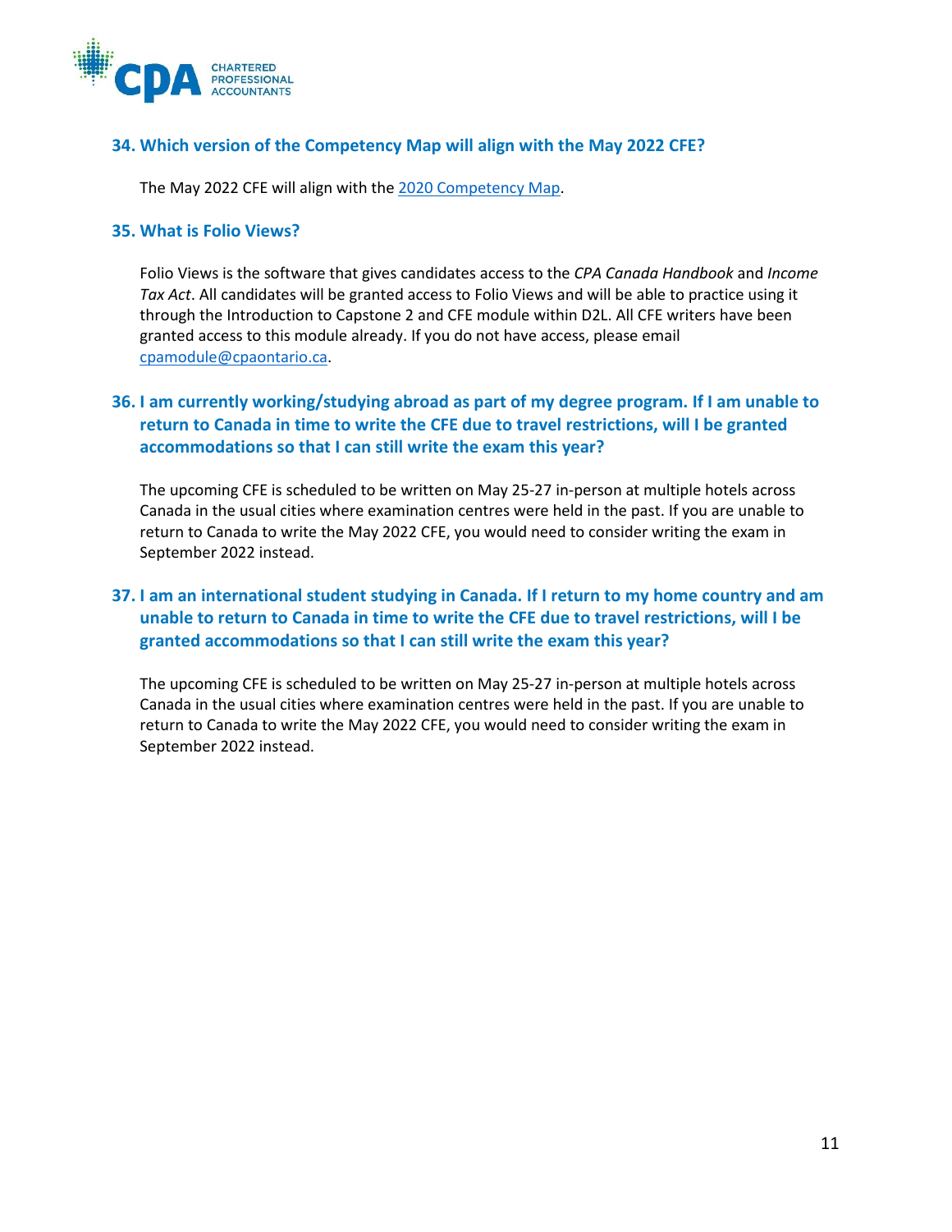### 34. Which version of the Competency Map will align with the May 2022 CFE?

The May 2022 CFE will align with the [2020 Competency Map](#).

### 35. What is Folio Views?

Folio Views is the software that gives candidates access to the *CPA Canada Handbook* and *Income Tax Act*. All candidates will be granted access to Folio Views and will be able to practice using it through the Introduction to Capstone 2 and CFE module within D2L. All CFE writers have been granted access to this module already. If you do not have access, please email cpamodule@cpaontario.ca.

### 36. I am currently working/studying abroad as part of my degree program. If I am unable to return to Canada in time to write the CFE due to travel restrictions, will I be granted accommodations so that I can still write the exam this year?

The upcoming CFE is scheduled to be written on May 25-27 in-person at multiple hotels across Canada in the usual cities where examination centres were held in the past. If you are unable to return to Canada to write the May 2022 CFE, you would need to consider writing the exam in September 2022 instead.

### 37. I am an international student studying in Canada. If I return to my home country and am unable to return to Canada in time to write the CFE due to travel restrictions, will I be granted accommodations so that I can still write the exam this year?

The upcoming CFE is scheduled to be written on May 25-27 in-person at multiple hotels across Canada in the usual cities where examination centres were held in the past. If you are unable to return to Canada to write the May 2022 CFE, you would need to consider writing the exam in September 2022 instead.